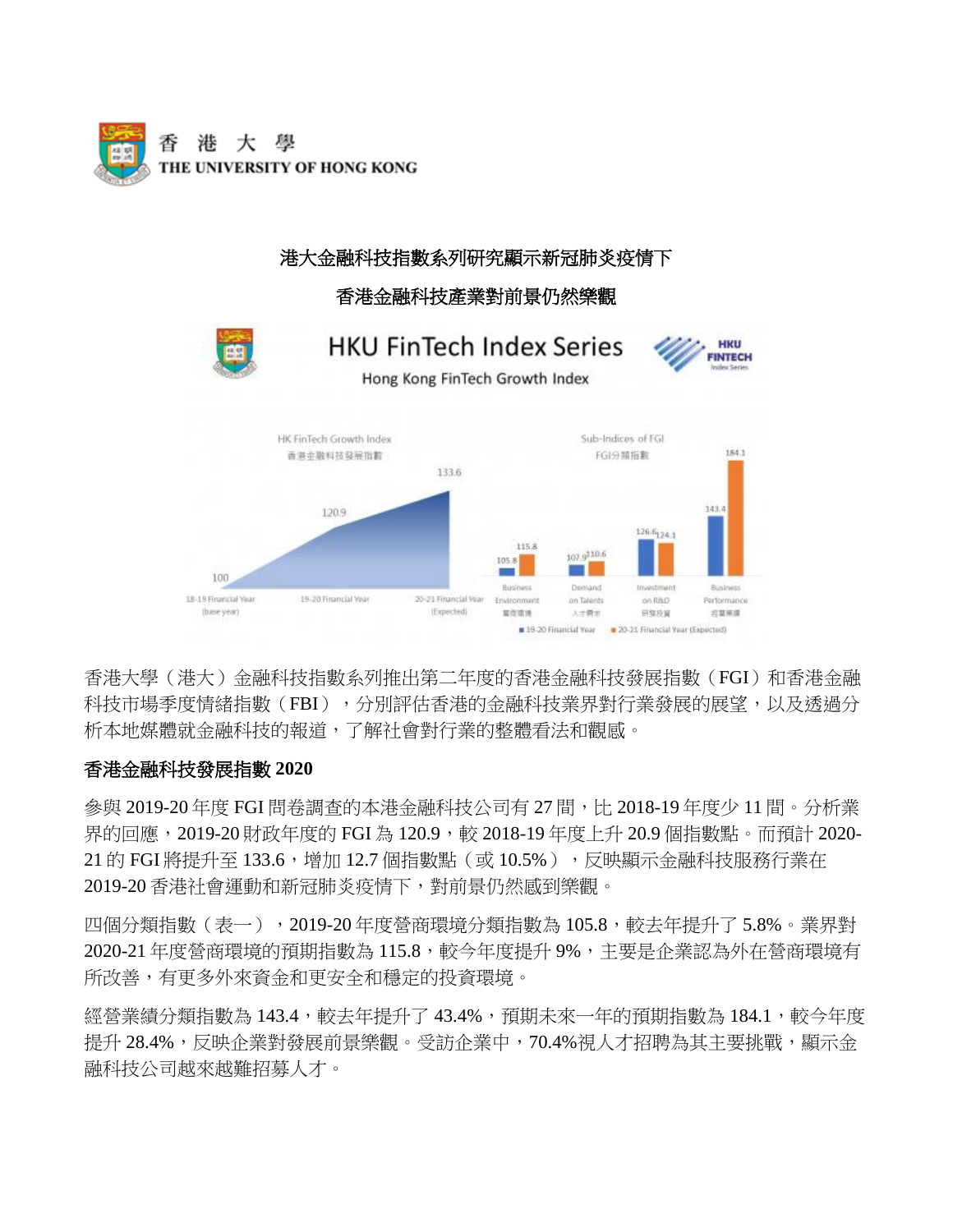# 港大金融科技指數系列研究顯示新冠肺炎疫情下

# 香港金融科技產業對前景仍然樂觀

香港大學（港大）金融科技指數系列推出第二年度的香港金融科技發展指數（FGI）和香港金融科技市場季度情緒指數（FBI），分別評估香港的金融科技業界對行業發展的展望，以及透過分析本地媒體就金融科技的報道，了解社會對行業的整體看法和觀感。

## 香港金融科技發展指數 2020

參與 2019-20 年度 FGI 問卷調查的本港金融科技公司有 27 間，比 2018-19 年度少 11 間。分析業界的回應，2019-20 財政年度的 FGI 為 120.9，較 2018-19 年度上升 20.9 個指數點。而預計 2020-21 的 FGI 將提升至 133.6，增加 12.7 個指數點（或 10.5%），反映顯示金融科技服務行業在 2019-20 香港社會運動和新冠肺炎疫情下，對前景仍然感到樂觀。

四個分類指數（表一），2019-20 年度營商環境分類指數為 105.8，較去年提升了 5.8%。業界對 2020-21 年度營商環境的預期指數為 115.8，較今年度提升 9%，主要是企業認為外在營商環境有所改善，有更多外來資金和更安全和穩定的投資環境。

經營業績分類指數為 143.4，較去年提升了 43.4%，預期未來一年的預期指數為 184.1，較今年度提升 28.4%，反映企業對發展前景樂觀。受訪企業中，70.4%視人才招聘為其主要挑戰，顯示金融科技公司越來越難招募人才。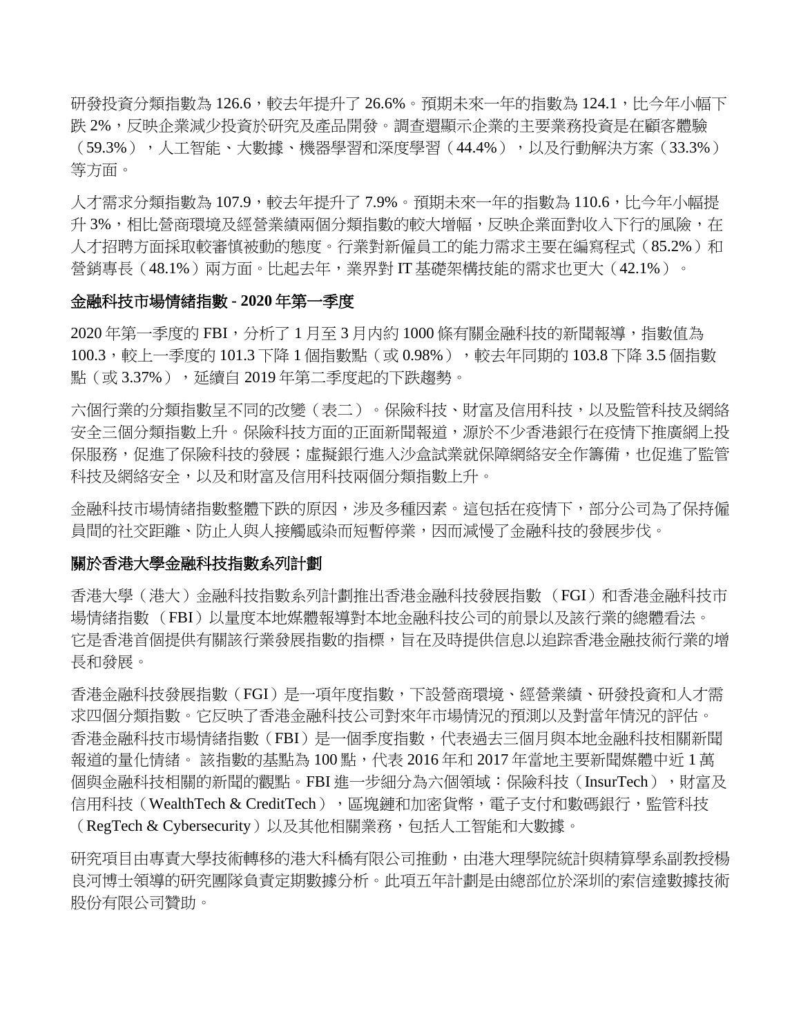研發投資分類指數為 126.6，較去年提升了 26.6%。預期未來一年的指數為 124.1，比今年小幅下跌 2%，反映企業減少投資於研究及產品開發。調查還顯示企業的主要業務投資是在顧客體驗（59.3%），人工智能、大數據、機器學習和深度學習（44.4%），以及行動解決方案（33.3%）等方面。

人才需求分類指數為 107.9，較去年提升了 7.9%。預期未來一年的指數為 110.6，比今年小幅提升 3%，相比營商環境及經營業績兩個分類指數的較大增幅，反映企業面對收入下行的風險，在人才招聘方面採取較審慎被動的態度。行業對新僱員工的能力需求主要在編寫程式（85.2%）和營銷專長（48.1%）兩方面。比起去年，業界對 IT 基礎架構技能的需求也更大（42.1%）。

**金融科技市場情緒指數 - 2020 年第一季度**

2020 年第一季度的 FBI，分析了 1 月至 3 月內約 1000 條有關金融科技的新聞報導，指數值為 100.3，較上一季度的 101.3 下降 1 個指數點（或 0.98%），較去年同期的 103.8 下降 3.5 個指數點（或 3.37%），延續自 2019 年第二季度起的下跌趨勢。

六個行業的分類指數呈不同的改變（表二）。保險科技、財富及信用科技，以及監管科技及網絡安全三個分類指數上升。保險科技方面的正面新聞報道，源於不少香港銀行在疫情下推廣網上投保服務，促進了保險科技的發展；虛擬銀行進入沙盒試業就保障網絡安全作籌備，也促進了監管科技及網絡安全，以及和財富及信用科技兩個分類指數上升。

金融科技市場情緒指數整體下跌的原因，涉及多種因素。這包括在疫情下，部分公司為了保持僱員間的社交距離、防止人與人接觸感染而短暫停業，因而減慢了金融科技的發展步伐。

**關於香港大學金融科技指數系列計劃**

香港大學（港大）金融科技指數系列計劃推出香港金融科技發展指數 （FGI）和香港金融科技市場情緒指數 （FBI）以量度本地媒體報導對本地金融科技公司的前景以及該行業的總體看法。它是香港首個提供有關該行業發展指數的指標，旨在及時提供信息以追踪香港金融技術行業的增長和發展。

香港金融科技發展指數（FGI）是一項年度指數，下設營商環境、經營業績、研發投資和人才需求四個分類指數。它反映了香港金融科技公司對來年市場情況的預測以及對當年情況的評估。香港金融科技市場情緒指數（FBI）是一個季度指數，代表過去三個月與本地金融科技相關新聞報道的量化情緒。 該指數的基點為 100 點，代表 2016 年和 2017 年當地主要新聞媒體中近 1 萬個與金融科技相關的新聞的觀點。FBI 進一步細分為六個領域：保險科技（InsurTech），財富及信用科技（WealthTech & CreditTech），區塊鏈和加密貨幣，電子支付和數碼銀行，監管科技（RegTech & Cybersecurity）以及其他相關業務，包括人工智能和大數據。

研究項目由專責大學技術轉移的港大科橋有限公司推動，由港大理學院統計與精算學系副教授楊良河博士領導的研究團隊負責定期數據分析。此項五年計劃是由總部位於深圳的索信達數據技術股份有限公司贊助。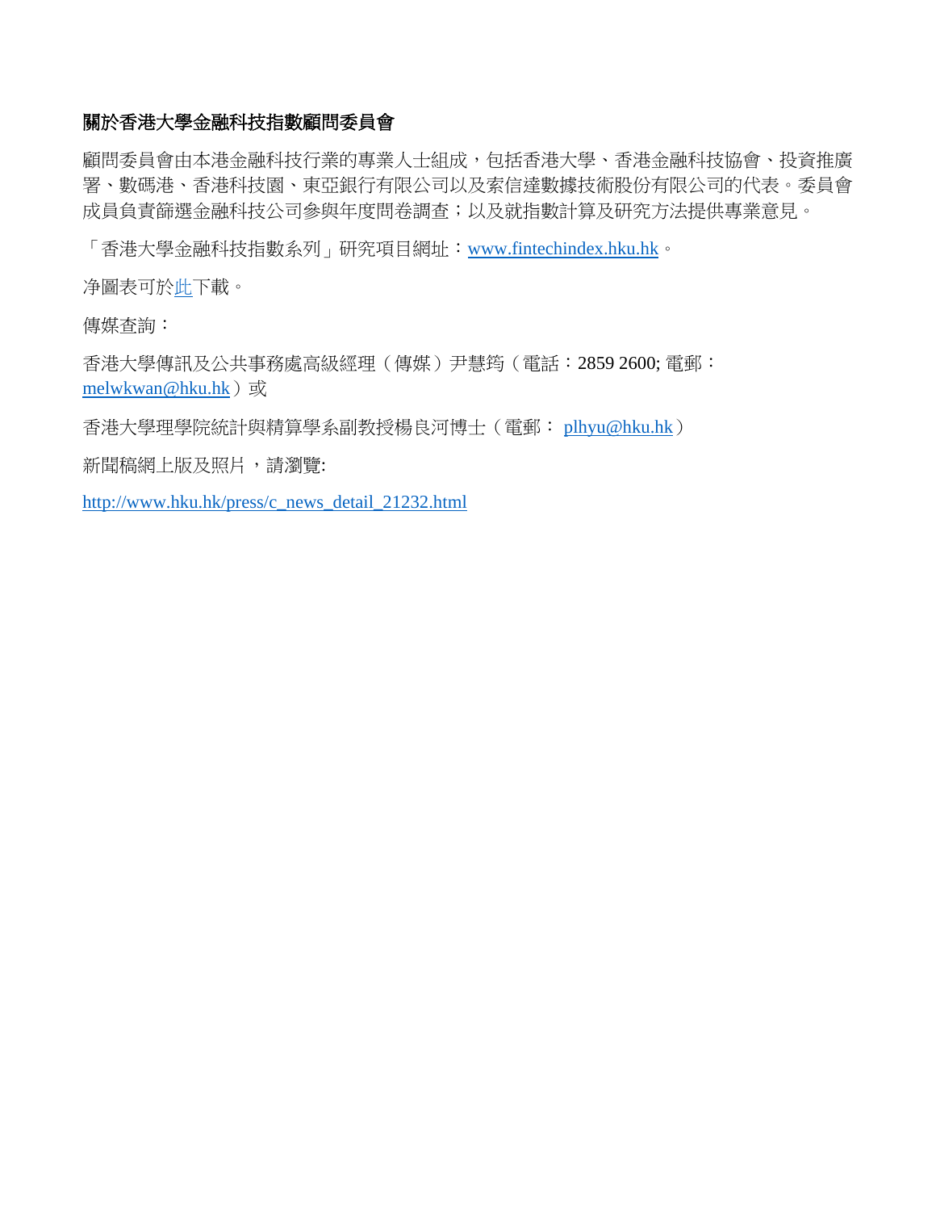**關於香港大學金融科技指數顧問委員會**

顧問委員會由本港金融科技行業的專業人士組成，包括香港大學、香港金融科技協會、投資推廣署、數碼港、香港科技園、東亞銀行有限公司以及索信達數據技術股份有限公司的代表。委員會成員負責篩選金融科技公司參與年度問卷調查；以及就指數計算及研究方法提供專業意見。

「香港大學金融科技指數系列」研究項目網址：www.fintechindex.hku.hk。

净圖表可於此下載。

傳媒查詢：

香港大學傳訊及公共事務處高級經理（傳媒）尹慧筠（電話：2859 2600; 電郵：melwkwan@hku.hk）或

香港大學理學院統計與精算學系副教授楊良河博士（電郵： plhyu@hku.hk）

新聞稿網上版及照片，請瀏覽:

http://www.hku.hk/press/c_news_detail_21232.html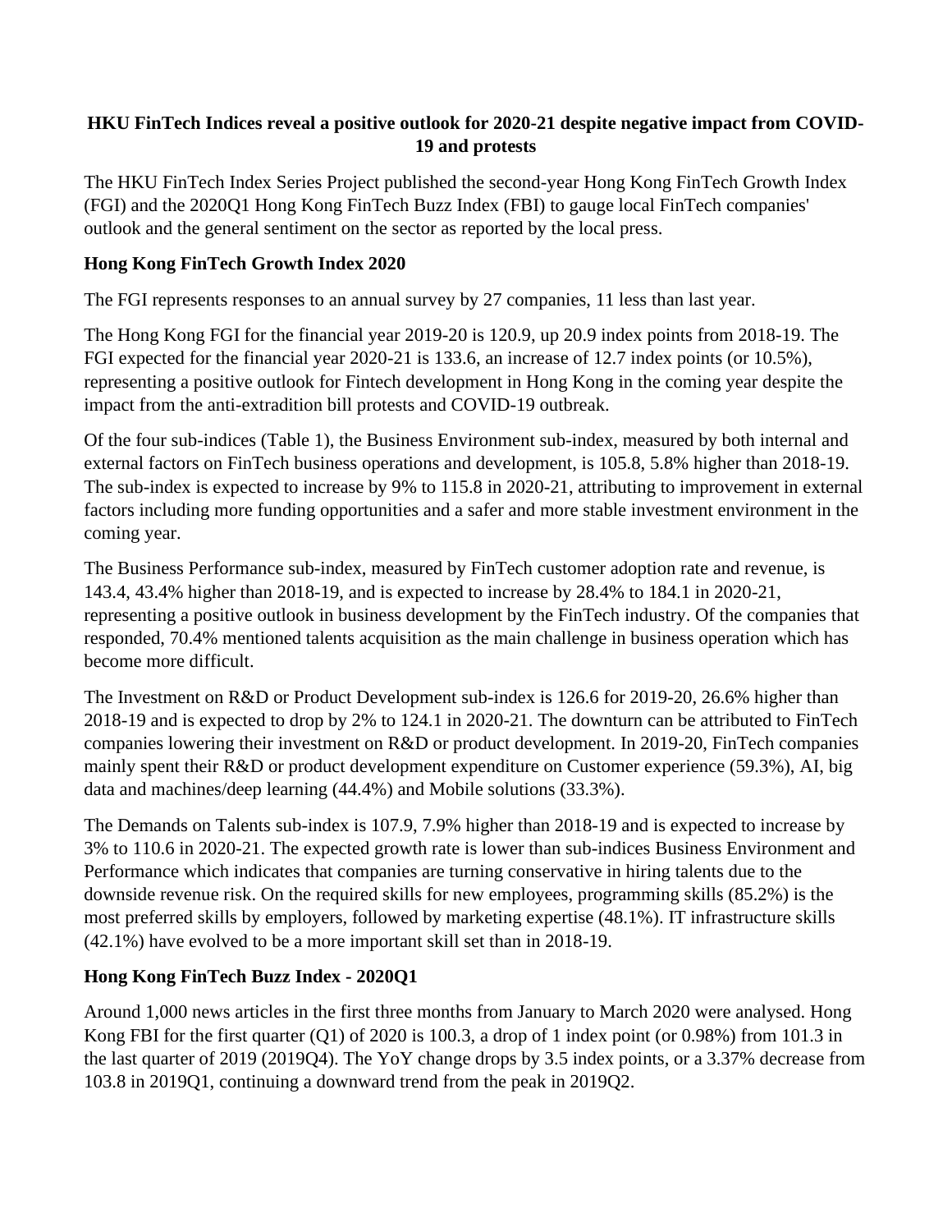**HKU FinTech Indices reveal a positive outlook for 2020-21 despite negative impact from COVID-19 and protests**

The HKU FinTech Index Series Project published the second-year Hong Kong FinTech Growth Index (FGI) and the 2020Q1 Hong Kong FinTech Buzz Index (FBI) to gauge local FinTech companies' outlook and the general sentiment on the sector as reported by the local press.

**Hong Kong FinTech Growth Index 2020**

The FGI represents responses to an annual survey by 27 companies, 11 less than last year.

The Hong Kong FGI for the financial year 2019-20 is 120.9, up 20.9 index points from 2018-19. The FGI expected for the financial year 2020-21 is 133.6, an increase of 12.7 index points (or 10.5%), representing a positive outlook for Fintech development in Hong Kong in the coming year despite the impact from the anti-extradition bill protests and COVID-19 outbreak.

Of the four sub-indices (Table 1), the Business Environment sub-index, measured by both internal and external factors on FinTech business operations and development, is 105.8, 5.8% higher than 2018-19. The sub-index is expected to increase by 9% to 115.8 in 2020-21, attributing to improvement in external factors including more funding opportunities and a safer and more stable investment environment in the coming year.

The Business Performance sub-index, measured by FinTech customer adoption rate and revenue, is 143.4, 43.4% higher than 2018-19, and is expected to increase by 28.4% to 184.1 in 2020-21, representing a positive outlook in business development by the FinTech industry. Of the companies that responded, 70.4% mentioned talents acquisition as the main challenge in business operation which has become more difficult.

The Investment on R&D or Product Development sub-index is 126.6 for 2019-20, 26.6% higher than 2018-19 and is expected to drop by 2% to 124.1 in 2020-21. The downturn can be attributed to FinTech companies lowering their investment on R&D or product development. In 2019-20, FinTech companies mainly spent their R&D or product development expenditure on Customer experience (59.3%), AI, big data and machines/deep learning (44.4%) and Mobile solutions (33.3%).

The Demands on Talents sub-index is 107.9, 7.9% higher than 2018-19 and is expected to increase by 3% to 110.6 in 2020-21. The expected growth rate is lower than sub-indices Business Environment and Performance which indicates that companies are turning conservative in hiring talents due to the downside revenue risk. On the required skills for new employees, programming skills (85.2%) is the most preferred skills by employers, followed by marketing expertise (48.1%). IT infrastructure skills (42.1%) have evolved to be a more important skill set than in 2018-19.

**Hong Kong FinTech Buzz Index - 2020Q1**

Around 1,000 news articles in the first three months from January to March 2020 were analysed. Hong Kong FBI for the first quarter (Q1) of 2020 is 100.3, a drop of 1 index point (or 0.98%) from 101.3 in the last quarter of 2019 (2019Q4). The YoY change drops by 3.5 index points, or a 3.37% decrease from 103.8 in 2019Q1, continuing a downward trend from the peak in 2019Q2.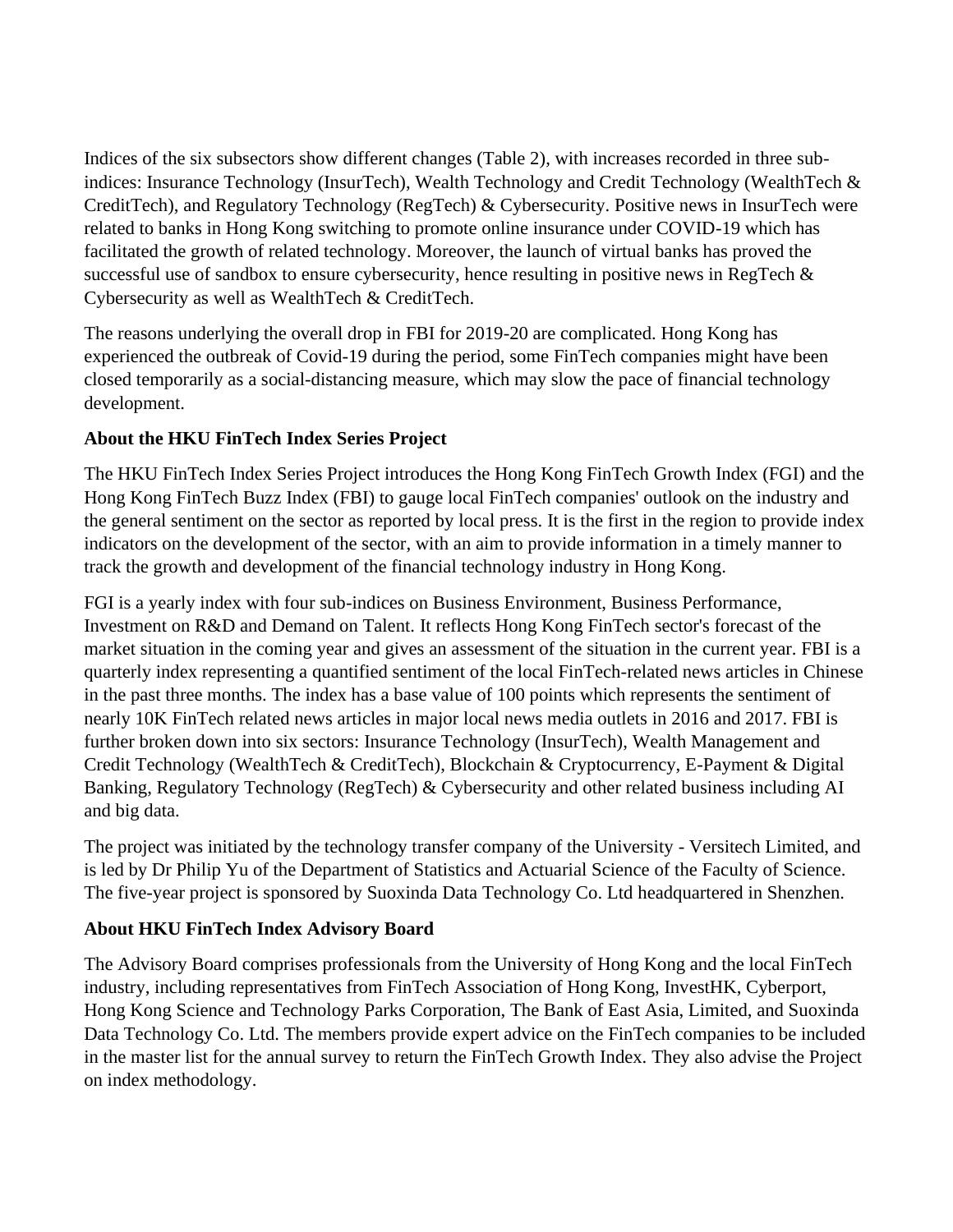Indices of the six subsectors show different changes (Table 2), with increases recorded in three sub-indices: Insurance Technology (InsurTech), Wealth Technology and Credit Technology (WealthTech & CreditTech), and Regulatory Technology (RegTech) & Cybersecurity. Positive news in InsurTech were related to banks in Hong Kong switching to promote online insurance under COVID-19 which has facilitated the growth of related technology. Moreover, the launch of virtual banks has proved the successful use of sandbox to ensure cybersecurity, hence resulting in positive news in RegTech & Cybersecurity as well as WealthTech & CreditTech.

The reasons underlying the overall drop in FBI for 2019-20 are complicated. Hong Kong has experienced the outbreak of Covid-19 during the period, some FinTech companies might have been closed temporarily as a social-distancing measure, which may slow the pace of financial technology development.

**About the HKU FinTech Index Series Project**

The HKU FinTech Index Series Project introduces the Hong Kong FinTech Growth Index (FGI) and the Hong Kong FinTech Buzz Index (FBI) to gauge local FinTech companies' outlook on the industry and the general sentiment on the sector as reported by local press. It is the first in the region to provide index indicators on the development of the sector, with an aim to provide information in a timely manner to track the growth and development of the financial technology industry in Hong Kong.

FGI is a yearly index with four sub-indices on Business Environment, Business Performance, Investment on R&D and Demand on Talent. It reflects Hong Kong FinTech sector's forecast of the market situation in the coming year and gives an assessment of the situation in the current year. FBI is a quarterly index representing a quantified sentiment of the local FinTech-related news articles in Chinese in the past three months. The index has a base value of 100 points which represents the sentiment of nearly 10K FinTech related news articles in major local news media outlets in 2016 and 2017. FBI is further broken down into six sectors: Insurance Technology (InsurTech), Wealth Management and Credit Technology (WealthTech & CreditTech), Blockchain & Cryptocurrency, E-Payment & Digital Banking, Regulatory Technology (RegTech) & Cybersecurity and other related business including AI and big data.

The project was initiated by the technology transfer company of the University - Versitech Limited, and is led by Dr Philip Yu of the Department of Statistics and Actuarial Science of the Faculty of Science. The five-year project is sponsored by Suoxinda Data Technology Co. Ltd headquartered in Shenzhen.

**About HKU FinTech Index Advisory Board**

The Advisory Board comprises professionals from the University of Hong Kong and the local FinTech industry, including representatives from FinTech Association of Hong Kong, InvestHK, Cyberport, Hong Kong Science and Technology Parks Corporation, The Bank of East Asia, Limited, and Suoxinda Data Technology Co. Ltd. The members provide expert advice on the FinTech companies to be included in the master list for the annual survey to return the FinTech Growth Index. They also advise the Project on index methodology.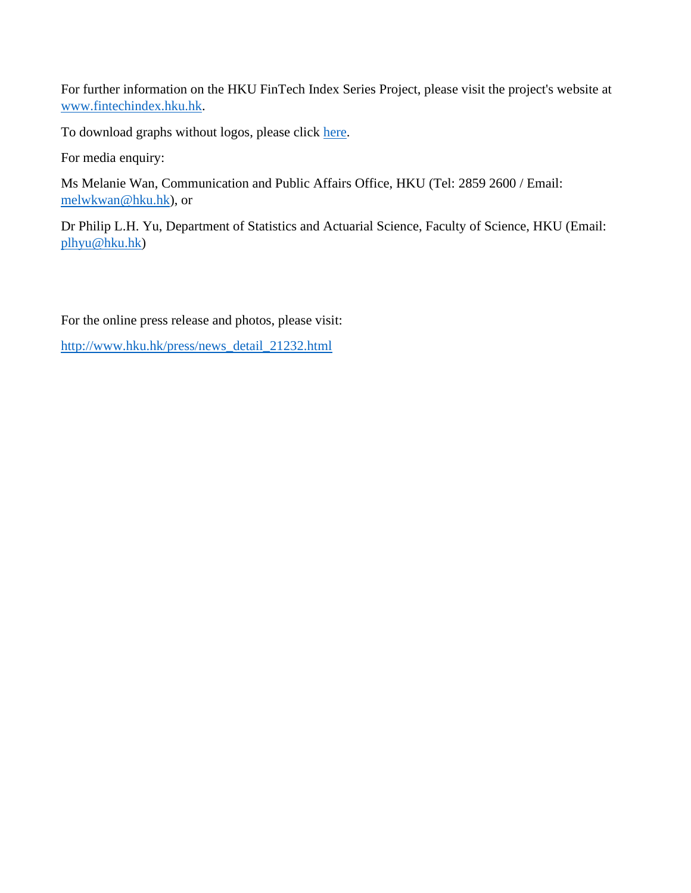For further information on the HKU FinTech Index Series Project, please visit the project's website at [www.fintechindex.hku.hk](http://www.fintechindex.hku.hk).

To download graphs without logos, please click [here]().

For media enquiry:

Ms Melanie Wan, Communication and Public Affairs Office, HKU (Tel: 2859 2600 / Email: [melwkwan@hku.hk](mailto:melwkwan@hku.hk)), or

Dr Philip L.H. Yu, Department of Statistics and Actuarial Science, Faculty of Science, HKU (Email: [plhyu@hku.hk](mailto:plhyu@hku.hk))

For the online press release and photos, please visit:

[http://www.hku.hk/press/news_detail_21232.html](http://www.hku.hk/press/news_detail_21232.html)